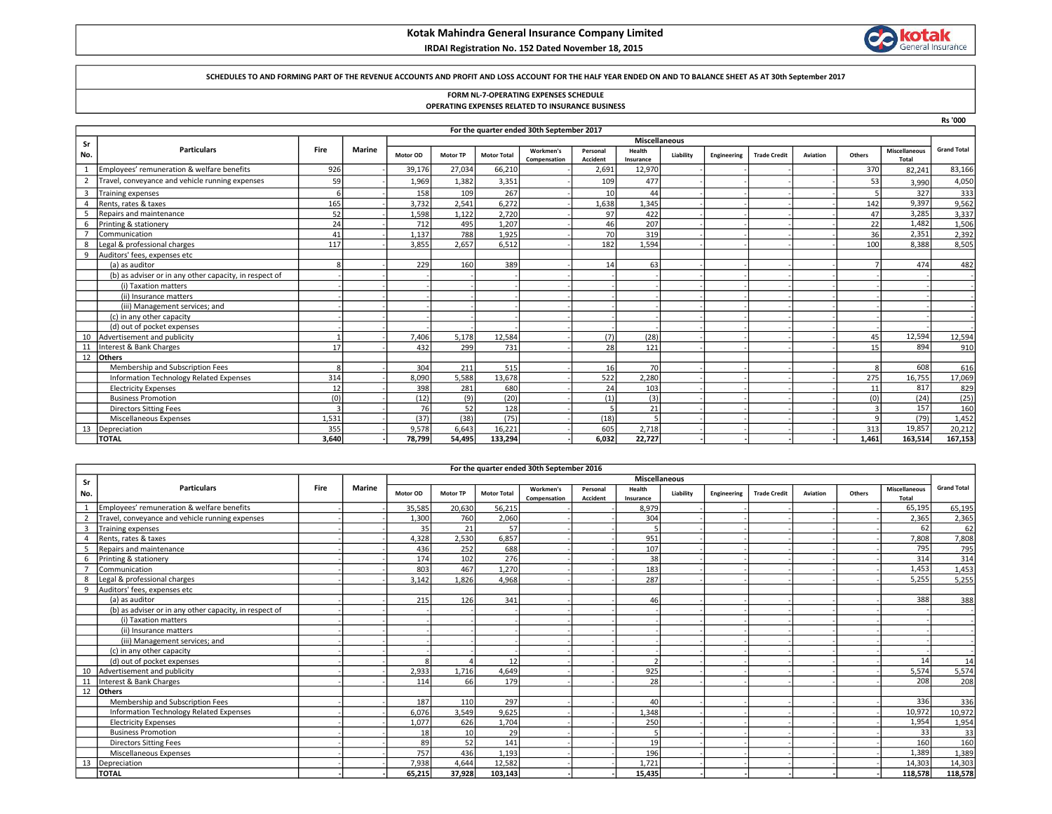# Kotak Mahindra General Insurance Company Limited

**IRDAI Registration No. 152 Dated November 18, 2015**

**SCHEDULES TO AND FORMING PART OF THE REVENUE ACCOUNTS AND PROFIT AND LOSS ACCOUNT FOR THE HALF YEAR ENDED ON AND TO BALANCE SHEET AS AT 30th September 2017**

**FORM NL-7-OPERATING EXPENSES SCHEDULE**
**OPERATING EXPENSES RELATED TO INSURANCE BUSINESS**

Rs '000

**For the quarter ended 30th September 2017**

| Sr No. | Particulars | Fire | Marine | Miscellaneous | | | | | | | | | | | | Grand Total |
|---|---|---|---|---|---|---|---|---|---|---|---|---|---|---|---|---|
| | | | | Motor OD | Motor TP | Motor Total | Workmen's Compensation | Personal Accident | Health Insurance | Liability | Engineering | Trade Credit | Aviation | Others | Miscellaneous Total | |
| 1 | Employees' remuneration & welfare benefits | 926 | - | 39,176 | 27,034 | 66,210 | - | 2,691 | 12,970 | - | - | - | - | 370 | 82,241 | 83,166 |
| 2 | Travel, conveyance and vehicle running expenses | 59 | - | 1,969 | 1,382 | 3,351 | - | 109 | 477 | - | - | - | - | 53 | 3,990 | 4,050 |
| 3 | Training expenses | 6 | - | 158 | 109 | 267 | - | 10 | 44 | - | - | - | - | 5 | 327 | 333 |
| 4 | Rents, rates & taxes | 165 | - | 3,732 | 2,541 | 6,272 | - | 1,638 | 1,345 | - | - | - | - | 142 | 9,397 | 9,562 |
| 5 | Repairs and maintenance | 52 | - | 1,598 | 1,122 | 2,720 | - | 97 | 422 | - | - | - | - | 47 | 3,285 | 3,337 |
| 6 | Printing & stationery | 24 | - | 712 | 495 | 1,207 | - | 46 | 207 | - | - | - | - | 22 | 1,482 | 1,506 |
| 7 | Communication | 41 | - | 1,137 | 788 | 1,925 | - | 70 | 319 | - | - | - | - | 36 | 2,351 | 2,392 |
| 8 | Legal & professional charges | 117 | - | 3,855 | 2,657 | 6,512 | - | 182 | 1,594 | - | - | - | - | 100 | 8,388 | 8,505 |
| 9 | Auditors' fees, expenses etc | | | | | | | | | | | | | | | |
| | (a) as auditor | 8 | - | 229 | 160 | 389 | - | 14 | 63 | - | - | - | - | 7 | 474 | 482 |
| | (b) as adviser or in any other capacity, in respect of | - | - | - | - | - | - | - | - | - | - | - | - | - | - | - |
| | (i) Taxation matters | - | - | - | - | - | - | - | - | - | - | - | - | - | - | - |
| | (ii) Insurance matters | - | - | - | - | - | - | - | - | - | - | - | - | - | - | - |
| | (iii) Management services; and | - | - | - | - | - | - | - | - | - | - | - | - | - | - | - |
| | (c) in any other capacity | - | - | - | - | - | - | - | - | - | - | - | - | - | - | - |
| | (d) out of pocket expenses | - | - | - | - | - | - | - | - | - | - | - | - | - | - | - |
| 10 | Advertisement and publicity | 1 | - | 7,406 | 5,178 | 12,584 | - | (7) | (28) | - | - | - | - | 45 | 12,594 | 12,594 |
| 11 | Interest & Bank Charges | 17 | - | 432 | 299 | 731 | - | 28 | 121 | - | - | - | - | 15 | 894 | 910 |
| 12 | **Others** | | | | | | | | | | | | | | | |
| | Membership and Subscription Fees | 8 | - | 304 | 211 | 515 | - | 16 | 70 | - | - | - | - | 8 | 608 | 616 |
| | Information Technology Related Expenses | 314 | - | 8,090 | 5,588 | 13,678 | - | 522 | 2,280 | - | - | - | - | 275 | 16,755 | 17,069 |
| | Electricity Expenses | 12 | - | 398 | 281 | 680 | - | 24 | 103 | - | - | - | - | 11 | 817 | 829 |
| | Business Promotion | (0) | - | (12) | (9) | (20) | - | (1) | (3) | - | - | - | - | (0) | (24) | (25) |
| | Directors Sitting Fees | 3 | - | 76 | 52 | 128 | - | 5 | 21 | - | - | - | - | 3 | 157 | 160 |
| | Miscellaneous Expenses | 1,531 | - | (37) | (38) | (75) | - | (18) | 5 | - | - | - | - | 9 | (79) | 1,452 |
| 13 | Depreciation | 355 | - | 9,578 | 6,643 | 16,221 | - | 605 | 2,718 | - | - | - | - | 313 | 19,857 | 20,212 |
| | **TOTAL** | **3,640** | **-** | **78,799** | **54,495** | **133,294** | **-** | **6,032** | **22,727** | **-** | **-** | **-** | **-** | **1,461** | **163,514** | **167,153** |

**For the quarter ended 30th September 2016**

| Sr No. | Particulars | Fire | Marine | Miscellaneous | | | | | | | | | | | | Grand Total |
|---|---|---|---|---|---|---|---|---|---|---|---|---|---|---|---|---|
| | | | | Motor OD | Motor TP | Motor Total | Workmen's Compensation | Personal Accident | Health Insurance | Liability | Engineering | Trade Credit | Aviation | Others | Miscellaneous Total | |
| 1 | Employees' remuneration & welfare benefits | - | - | 35,585 | 20,630 | 56,215 | - | - | 8,979 | - | - | - | - | - | 65,195 | 65,195 |
| 2 | Travel, conveyance and vehicle running expenses | - | - | 1,300 | 760 | 2,060 | - | - | 304 | - | - | - | - | - | 2,365 | 2,365 |
| 3 | Training expenses | - | - | 35 | 21 | 57 | - | - | 5 | - | - | - | - | - | 62 | 62 |
| 4 | Rents, rates & taxes | - | - | 4,328 | 2,530 | 6,857 | - | - | 951 | - | - | - | - | - | 7,808 | 7,808 |
| 5 | Repairs and maintenance | - | - | 436 | 252 | 688 | - | - | 107 | - | - | - | - | - | 795 | 795 |
| 6 | Printing & stationery | - | - | 174 | 102 | 276 | - | - | 38 | - | - | - | - | - | 314 | 314 |
| 7 | Communication | - | - | 803 | 467 | 1,270 | - | - | 183 | - | - | - | - | - | 1,453 | 1,453 |
| 8 | Legal & professional charges | - | - | 3,142 | 1,826 | 4,968 | - | - | 287 | - | - | - | - | - | 5,255 | 5,255 |
| 9 | Auditors' fees, expenses etc | | | | | | | | | | | | | | | |
| | (a) as auditor | - | - | 215 | 126 | 341 | - | - | 46 | - | - | - | - | - | 388 | 388 |
| | (b) as adviser or in any other capacity, in respect of | - | - | - | - | - | - | - | - | - | - | - | - | - | - | - |
| | (i) Taxation matters | - | - | - | - | - | - | - | - | - | - | - | - | - | - | - |
| | (ii) Insurance matters | - | - | - | - | - | - | - | - | - | - | - | - | - | - | - |
| | (iii) Management services; and | - | - | - | - | - | - | - | - | - | - | - | - | - | - | - |
| | (c) in any other capacity | - | - | - | - | - | - | - | - | - | - | - | - | - | - | - |
| | (d) out of pocket expenses | - | - | 8 | 4 | 12 | - | - | 2 | - | - | - | - | - | 14 | 14 |
| 10 | Advertisement and publicity | - | - | 2,933 | 1,716 | 4,649 | - | - | 925 | - | - | - | - | - | 5,574 | 5,574 |
| 11 | Interest & Bank Charges | - | - | 114 | 66 | 179 | - | - | 28 | - | - | - | - | - | 208 | 208 |
| 12 | **Others** | | | | | | | | | | | | | | | |
| | Membership and Subscription Fees | - | - | 187 | 110 | 297 | - | - | 40 | - | - | - | - | - | 336 | 336 |
| | Information Technology Related Expenses | - | - | 6,076 | 3,549 | 9,625 | - | - | 1,348 | - | - | - | - | - | 10,972 | 10,972 |
| | Electricity Expenses | - | - | 1,077 | 626 | 1,704 | - | - | 250 | - | - | - | - | - | 1,954 | 1,954 |
| | Business Promotion | - | - | 18 | 10 | 29 | - | - | 5 | - | - | - | - | - | 33 | 33 |
| | Directors Sitting Fees | - | - | 89 | 52 | 141 | - | - | 19 | - | - | - | - | - | 160 | 160 |
| | Miscellaneous Expenses | - | - | 757 | 436 | 1,193 | - | - | 196 | - | - | - | - | - | 1,389 | 1,389 |
| 13 | Depreciation | - | - | 7,938 | 4,644 | 12,582 | - | - | 1,721 | - | - | - | - | - | 14,303 | 14,303 |
| | **TOTAL** | **-** | **-** | **65,215** | **37,928** | **103,143** | **-** | **-** | **15,435** | **-** | **-** | **-** | **-** | **-** | **118,578** | **118,578** |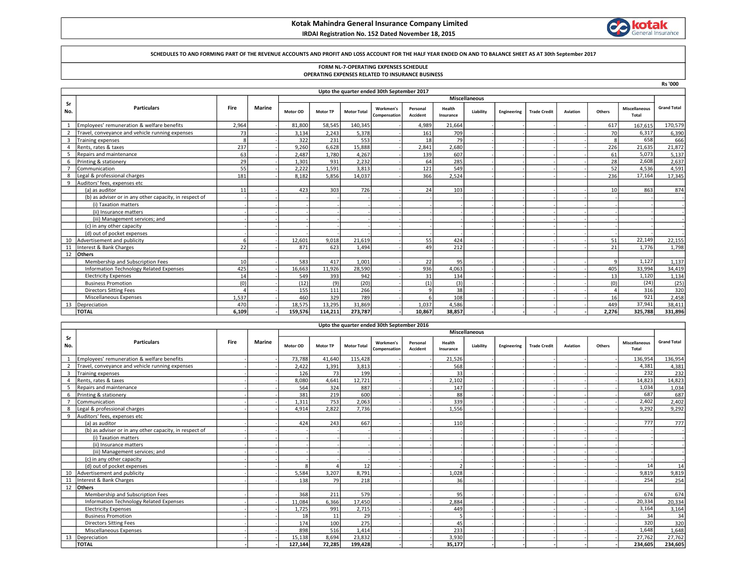# Kotak Mahindra General Insurance Company Limited

**IRDAI Registration No. 152 Dated November 18, 2015**

**SCHEDULES TO AND FORMING PART OF THE REVENUE ACCOUNTS AND PROFIT AND LOSS ACCOUNT FOR THE HALF YEAR ENDED ON AND TO BALANCE SHEET AS AT 30th September 2017**

**FORM NL-7-OPERATING EXPENSES SCHEDULE**
**OPERATING EXPENSES RELATED TO INSURANCE BUSINESS**

Rs '000

**Upto the quarter ended 30th September 2017**

| Sr No. | Particulars | Fire | Marine | Miscellaneous | | | | | | | | | | | | Grand Total |
|---|---|---|---|---|---|---|---|---|---|---|---|---|---|---|---|---|
| | | | | Motor OD | Motor TP | Motor Total | Workmen's Compensation | Personal Accident | Health Insurance | Liability | Engineering | Trade Credit | Aviation | Others | Miscellaneous Total | |
| 1 | Employees' remuneration & welfare benefits | 2,964 | - | 81,800 | 58,545 | 140,345 | - | 4,989 | 21,664 | - | - | - | - | 617 | 167,615 | 170,579 |
| 2 | Travel, conveyance and vehicle running expenses | 73 | - | 3,134 | 2,243 | 5,378 | - | 161 | 709 | - | - | - | - | 70 | 6,317 | 6,390 |
| 3 | Training expenses | 8 | - | 322 | 231 | 553 | - | 18 | 79 | - | - | - | - | 8 | 658 | 666 |
| 4 | Rents, rates & taxes | 237 | - | 9,260 | 6,628 | 15,888 | - | 2,841 | 2,680 | - | - | - | - | 226 | 21,635 | 21,872 |
| 5 | Repairs and maintenance | 63 | - | 2,487 | 1,780 | 4,267 | - | 139 | 607 | - | - | - | - | 61 | 5,073 | 5,137 |
| 6 | Printing & stationery | 29 | - | 1,301 | 931 | 2,232 | - | 64 | 285 | - | - | - | - | 28 | 2,608 | 2,637 |
| 7 | Communication | 55 | - | 2,222 | 1,591 | 3,813 | - | 121 | 549 | - | - | - | - | 52 | 4,536 | 4,591 |
| 8 | Legal & professional charges | 181 | - | 8,182 | 5,856 | 14,037 | - | 366 | 2,524 | - | - | - | - | 236 | 17,164 | 17,345 |
| 9 | Auditors' fees, expenses etc | | | | | | | | | | | | | | | |
| | (a) as auditor | 11 | - | 423 | 303 | 726 | - | 24 | 103 | - | - | - | - | 10 | 863 | 874 |
| | (b) as adviser or in any other capacity, in respect of | - | - | - | - | - | - | - | - | - | - | - | - | - | - | - |
| | (i) Taxation matters | - | - | - | - | - | - | - | - | - | - | - | - | - | - | - |
| | (ii) Insurance matters | - | - | - | - | - | - | - | - | - | - | - | - | - | - | - |
| | (iii) Management services; and | - | - | - | - | - | - | - | - | - | - | - | - | - | - | - |
| | (c) in any other capacity | - | - | - | - | - | - | - | - | - | - | - | - | - | - | - |
| | (d) out of pocket expenses | - | - | - | - | - | - | - | - | - | - | - | - | - | - | - |
| 10 | Advertisement and publicity | 6 | - | 12,601 | 9,018 | 21,619 | - | 55 | 424 | - | - | - | - | 51 | 22,149 | 22,155 |
| 11 | Interest & Bank Charges | 22 | - | 871 | 623 | 1,494 | - | 49 | 212 | - | - | - | - | 21 | 1,776 | 1,798 |
| 12 | **Others** | | | | | | | | | | | | | | | |
| | Membership and Subscription Fees | 10 | - | 583 | 417 | 1,001 | - | 22 | 95 | - | - | - | - | 9 | 1,127 | 1,137 |
| | Information Technology Related Expenses | 425 | - | 16,663 | 11,926 | 28,590 | - | 936 | 4,063 | - | - | - | - | 405 | 33,994 | 34,419 |
| | Electricity Expenses | 14 | - | 549 | 393 | 942 | - | 31 | 134 | - | - | - | - | 13 | 1,120 | 1,134 |
| | Business Promotion | (0) | - | (12) | (9) | (20) | - | (1) | (3) | - | - | - | - | (0) | (24) | (25) |
| | Directors Sitting Fees | 4 | - | 155 | 111 | 266 | - | 9 | 38 | - | - | - | - | 4 | 316 | 320 |
| | Miscellaneous Expenses | 1,537 | - | 460 | 329 | 789 | - | 6 | 108 | - | - | - | - | 16 | 921 | 2,458 |
| 13 | Depreciation | 470 | - | 18,575 | 13,295 | 31,869 | - | 1,037 | 4,586 | - | - | - | - | 449 | 37,941 | 38,411 |
| | **TOTAL** | **6,109** | **-** | **159,576** | **114,211** | **273,787** | **-** | **10,867** | **38,857** | **-** | **-** | **-** | **-** | **2,276** | **325,788** | **331,896** |

**Upto the quarter ended 30th September 2016**

| Sr No. | Particulars | Fire | Marine | Miscellaneous | | | | | | | | | | | | Grand Total |
|---|---|---|---|---|---|---|---|---|---|---|---|---|---|---|---|---|
| | | | | Motor OD | Motor TP | Motor Total | Workmen's Compensation | Personal Accident | Health Insurance | Liability | Engineering | Trade Credit | Aviation | Others | Miscellaneous Total | |
| 1 | Employees' remuneration & welfare benefits | - | - | 73,788 | 41,640 | 115,428 | - | - | 21,526 | - | - | - | - | - | 136,954 | 136,954 |
| 2 | Travel, conveyance and vehicle running expenses | - | - | 2,422 | 1,391 | 3,813 | - | - | 568 | - | - | - | - | - | 4,381 | 4,381 |
| 3 | Training expenses | - | - | 126 | 73 | 199 | - | - | 33 | - | - | - | - | - | 232 | 232 |
| 4 | Rents, rates & taxes | - | - | 8,080 | 4,641 | 12,721 | - | - | 2,102 | - | - | - | - | - | 14,823 | 14,823 |
| 5 | Repairs and maintenance | - | - | 564 | 324 | 887 | - | - | 147 | - | - | - | - | - | 1,034 | 1,034 |
| 6 | Printing & stationery | - | - | 381 | 219 | 600 | - | - | 88 | - | - | - | - | - | 687 | 687 |
| 7 | Communication | - | - | 1,311 | 753 | 2,063 | - | - | 339 | - | - | - | - | - | 2,402 | 2,402 |
| 8 | Legal & professional charges | - | - | 4,914 | 2,822 | 7,736 | - | - | 1,556 | - | - | - | - | - | 9,292 | 9,292 |
| 9 | Auditors' fees, expenses etc | | | | | | | | | | | | | | | |
| | (a) as auditor | - | - | 424 | 243 | 667 | - | - | 110 | - | - | - | - | - | 777 | 777 |
| | (b) as adviser or in any other capacity, in respect of | - | - | - | - | - | - | - | - | - | - | - | - | - | - | - |
| | (i) Taxation matters | - | - | - | - | - | - | - | - | - | - | - | - | - | - | - |
| | (ii) Insurance matters | - | - | - | - | - | - | - | - | - | - | - | - | - | - | - |
| | (iii) Management services; and | - | - | - | - | - | - | - | - | - | - | - | - | - | - | - |
| | (c) in any other capacity | - | - | - | - | - | - | - | - | - | - | - | - | - | - | - |
| | (d) out of pocket expenses | - | - | 8 | 4 | 12 | - | - | 2 | - | - | - | - | - | 14 | 14 |
| 10 | Advertisement and publicity | - | - | 5,584 | 3,207 | 8,791 | - | - | 1,028 | - | - | - | - | - | 9,819 | 9,819 |
| 11 | Interest & Bank Charges | - | - | 138 | 79 | 218 | - | - | 36 | - | - | - | - | - | 254 | 254 |
| 12 | **Others** | | | | | | | | | | | | | | | |
| | Membership and Subscription Fees | - | - | 368 | 211 | 579 | - | - | 95 | - | - | - | - | - | 674 | 674 |
| | Information Technology Related Expenses | - | - | 11,084 | 6,366 | 17,450 | - | - | 2,884 | - | - | - | - | - | 20,334 | 20,334 |
| | Electricity Expenses | - | - | 1,725 | 991 | 2,715 | - | - | 449 | - | - | - | - | - | 3,164 | 3,164 |
| | Business Promotion | - | - | 18 | 11 | 29 | - | - | 5 | - | - | - | - | - | 34 | 34 |
| | Directors Sitting Fees | - | - | 174 | 100 | 275 | - | - | 45 | - | - | - | - | - | 320 | 320 |
| | Miscellaneous Expenses | - | - | 898 | 516 | 1,414 | - | - | 233 | - | - | - | - | - | 1,648 | 1,648 |
| 13 | Depreciation | - | - | 15,138 | 8,694 | 23,832 | - | - | 3,930 | - | - | - | - | - | 27,762 | 27,762 |
| | **TOTAL** | **-** | **-** | **127,144** | **72,285** | **199,428** | **-** | **-** | **35,177** | **-** | **-** | **-** | **-** | **-** | **234,605** | **234,605** |